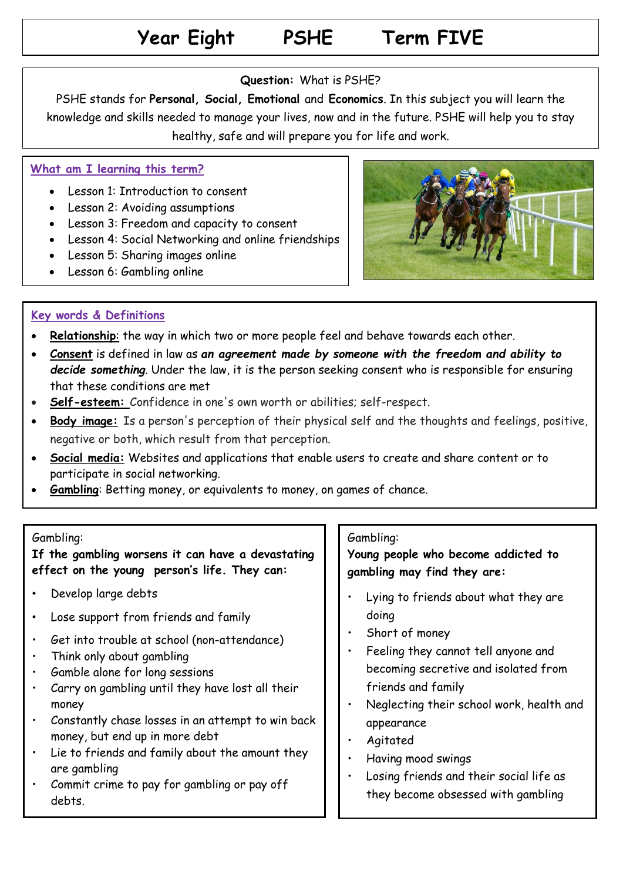# Year Eight PSHE Term FIVE

**Question:** What is PSHE?

PSHE stands for **Personal, Social, Emotional** and **Economics**. In this subject you will learn the knowledge and skills needed to manage your lives, now and in the future. PSHE will help you to stay healthy, safe and will prepare you for life and work.

## What am I learning this term?

- Lesson 1: Introduction to consent
- Lesson 2: Avoiding assumptions
- Lesson 3: Freedom and capacity to consent
- Lesson 4: Social Networking and online friendships
- Lesson 5: Sharing images online
- Lesson 6: Gambling online

## Key words & Definitions

- **Relationship**: the way in which two or more people feel and behave towards each other.
- **Consent** is defined in law as ***an agreement made by someone with the freedom and ability to decide something***. Under the law, it is the person seeking consent who is responsible for ensuring that these conditions are met
- **Self-esteem:** Confidence in one's own worth or abilities; self-respect.
- **Body image:** Is a person's perception of their physical self and the thoughts and feelings, positive, negative or both, which result from that perception.
- **Social media:** Websites and applications that enable users to create and share content or to participate in social networking.
- **Gambling**: Betting money, or equivalents to money, on games of chance.

Gambling:

**If the gambling worsens it can have a devastating effect on the young person's life. They can:**

- Develop large debts
- Lose support from friends and family
- Get into trouble at school (non-attendance)
- Think only about gambling
- Gamble alone for long sessions
- Carry on gambling until they have lost all their money
- Constantly chase losses in an attempt to win back money, but end up in more debt
- Lie to friends and family about the amount they are gambling
- Commit crime to pay for gambling or pay off debts.

Gambling:

**Young people who become addicted to gambling may find they are:**

- Lying to friends about what they are doing
- Short of money
- Feeling they cannot tell anyone and becoming secretive and isolated from friends and family
- Neglecting their school work, health and appearance
- Agitated
- Having mood swings
- Losing friends and their social life as they become obsessed with gambling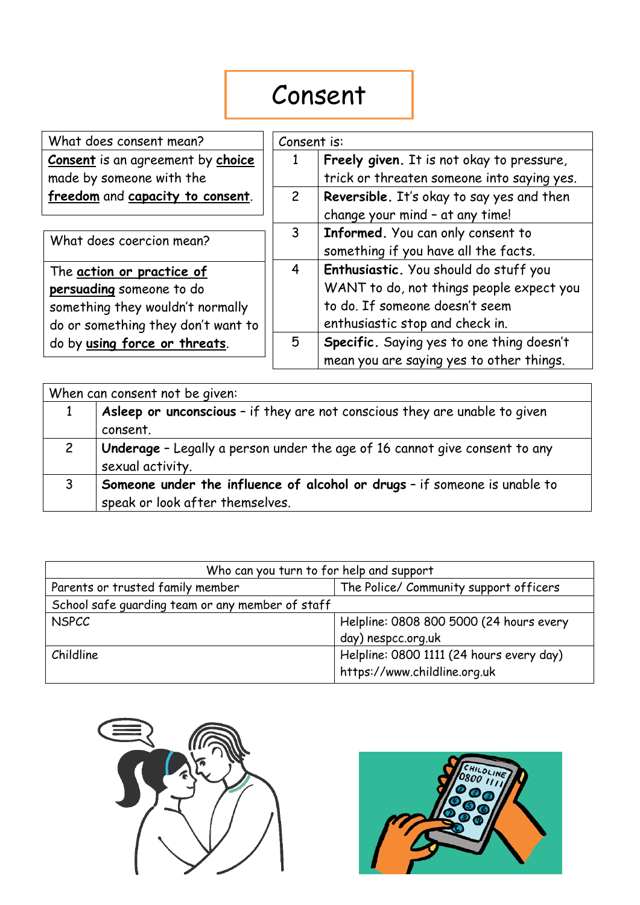# Consent

| What does consent mean? |
|---|
| **Consent** is an agreement by **choice** made by someone with the **freedom** and **capacity to consent**. |

| What does coercion mean? |
|---|
| The **action or practice of persuading** someone to do something they wouldn't normally do or something they don't want to do by **using force or threats**. |

| Consent is: | |
|---|---|
| 1 | **Freely given.** It is not okay to pressure, trick or threaten someone into saying yes. |
| 2 | **Reversible.** It's okay to say yes and then change your mind – at any time! |
| 3 | **Informed.** You can only consent to something if you have all the facts. |
| 4 | **Enthusiastic.** You should do stuff you WANT to do, not things people expect you to do. If someone doesn't seem enthusiastic stop and check in. |
| 5 | **Specific.** Saying yes to one thing doesn't mean you are saying yes to other things. |

| When can consent not be given: | |
|---|---|
| 1 | **Asleep or unconscious** – if they are not conscious they are unable to given consent. |
| 2 | **Underage** – Legally a person under the age of 16 cannot give consent to any sexual activity. |
| 3 | **Someone under the influence of alcohol or drugs** – if someone is unable to speak or look after themselves. |

| Who can you turn to for help and support | |
|---|---|
| Parents or trusted family member | The Police/ Community support officers |
| School safe guarding team or any member of staff | |
| NSPCC | Helpline: 0808 800 5000 (24 hours every day) nespcc.org.uk |
| Childline | Helpline: 0800 1111 (24 hours every day) https://www.childline.org.uk |